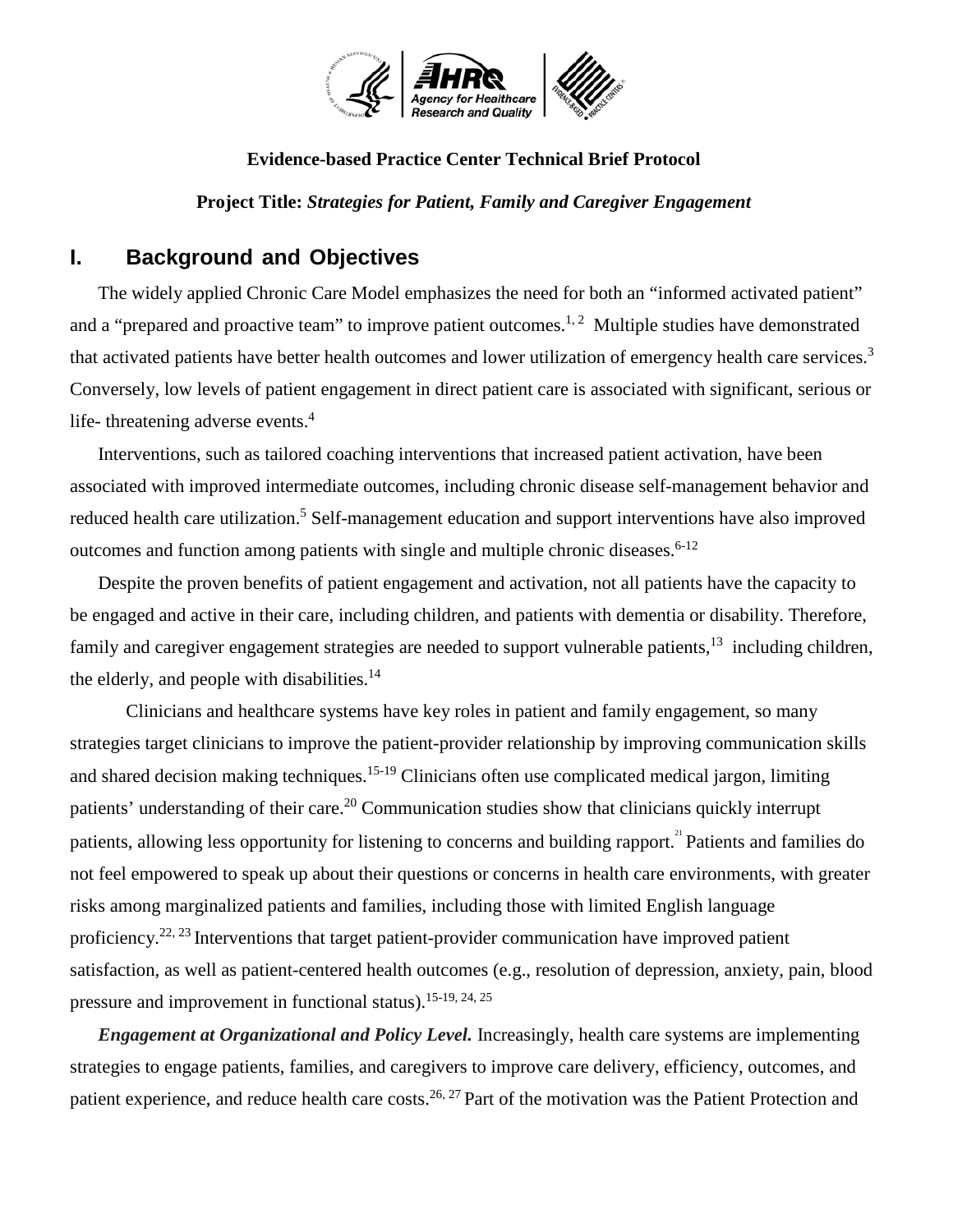**Evidence-based Practice Center Technical Brief Protocol**

**Project Title:** ***Strategies for Patient, Family and Caregiver Engagement***

## I. Background and Objectives

The widely applied Chronic Care Model emphasizes the need for both an "informed activated patient" and a "prepared and proactive team" to improve patient outcomes.[1, 2] Multiple studies have demonstrated that activated patients have better health outcomes and lower utilization of emergency health care services.[3] Conversely, low levels of patient engagement in direct patient care is associated with significant, serious or life- threatening adverse events.[4]

Interventions, such as tailored coaching interventions that increased patient activation, have been associated with improved intermediate outcomes, including chronic disease self-management behavior and reduced health care utilization.[5] Self-management education and support interventions have also improved outcomes and function among patients with single and multiple chronic diseases.[6-12]

Despite the proven benefits of patient engagement and activation, not all patients have the capacity to be engaged and active in their care, including children, and patients with dementia or disability. Therefore, family and caregiver engagement strategies are needed to support vulnerable patients,[13] including children, the elderly, and people with disabilities.[14]

Clinicians and healthcare systems have key roles in patient and family engagement, so many strategies target clinicians to improve the patient-provider relationship by improving communication skills and shared decision making techniques.[15-19] Clinicians often use complicated medical jargon, limiting patients' understanding of their care.[20] Communication studies show that clinicians quickly interrupt patients, allowing less opportunity for listening to concerns and building rapport.[21] Patients and families do not feel empowered to speak up about their questions or concerns in health care environments, with greater risks among marginalized patients and families, including those with limited English language proficiency.[22, 23] Interventions that target patient-provider communication have improved patient satisfaction, as well as patient-centered health outcomes (e.g., resolution of depression, anxiety, pain, blood pressure and improvement in functional status).[15-19, 24, 25]

***Engagement at Organizational and Policy Level.*** Increasingly, health care systems are implementing strategies to engage patients, families, and caregivers to improve care delivery, efficiency, outcomes, and patient experience, and reduce health care costs.[26, 27] Part of the motivation was the Patient Protection and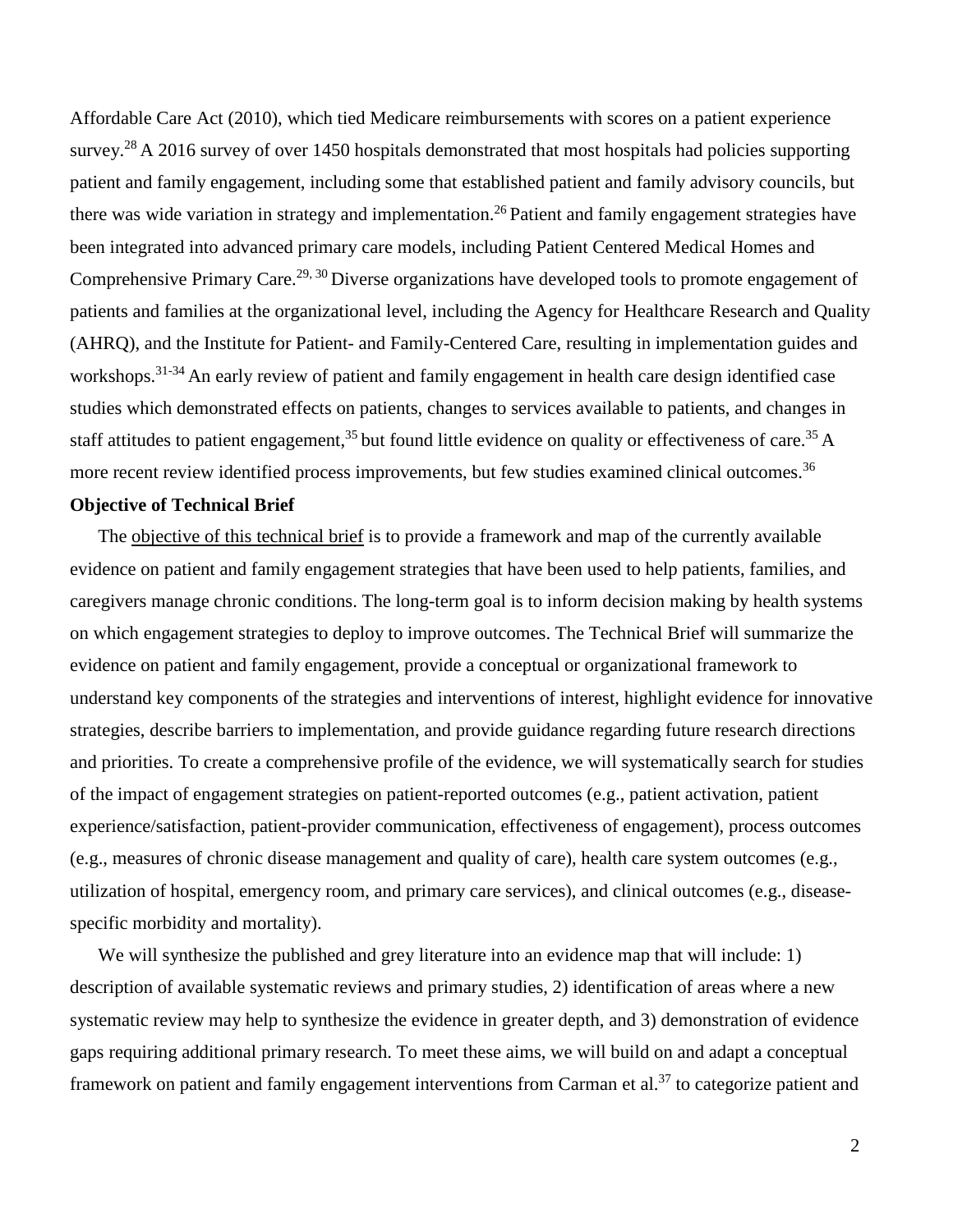Affordable Care Act (2010), which tied Medicare reimbursements with scores on a patient experience survey.[28] A 2016 survey of over 1450 hospitals demonstrated that most hospitals had policies supporting patient and family engagement, including some that established patient and family advisory councils, but there was wide variation in strategy and implementation.[26] Patient and family engagement strategies have been integrated into advanced primary care models, including Patient Centered Medical Homes and Comprehensive Primary Care.[29, 30] Diverse organizations have developed tools to promote engagement of patients and families at the organizational level, including the Agency for Healthcare Research and Quality (AHRQ), and the Institute for Patient- and Family-Centered Care, resulting in implementation guides and workshops.[31-34] An early review of patient and family engagement in health care design identified case studies which demonstrated effects on patients, changes to services available to patients, and changes in staff attitudes to patient engagement,[35] but found little evidence on quality or effectiveness of care.[35] A more recent review identified process improvements, but few studies examined clinical outcomes.[36]

**Objective of Technical Brief**

The objective of this technical brief is to provide a framework and map of the currently available evidence on patient and family engagement strategies that have been used to help patients, families, and caregivers manage chronic conditions. The long-term goal is to inform decision making by health systems on which engagement strategies to deploy to improve outcomes. The Technical Brief will summarize the evidence on patient and family engagement, provide a conceptual or organizational framework to understand key components of the strategies and interventions of interest, highlight evidence for innovative strategies, describe barriers to implementation, and provide guidance regarding future research directions and priorities. To create a comprehensive profile of the evidence, we will systematically search for studies of the impact of engagement strategies on patient-reported outcomes (e.g., patient activation, patient experience/satisfaction, patient-provider communication, effectiveness of engagement), process outcomes (e.g., measures of chronic disease management and quality of care), health care system outcomes (e.g., utilization of hospital, emergency room, and primary care services), and clinical outcomes (e.g., disease-specific morbidity and mortality).

We will synthesize the published and grey literature into an evidence map that will include: 1) description of available systematic reviews and primary studies, 2) identification of areas where a new systematic review may help to synthesize the evidence in greater depth, and 3) demonstration of evidence gaps requiring additional primary research. To meet these aims, we will build on and adapt a conceptual framework on patient and family engagement interventions from Carman et al.[37] to categorize patient and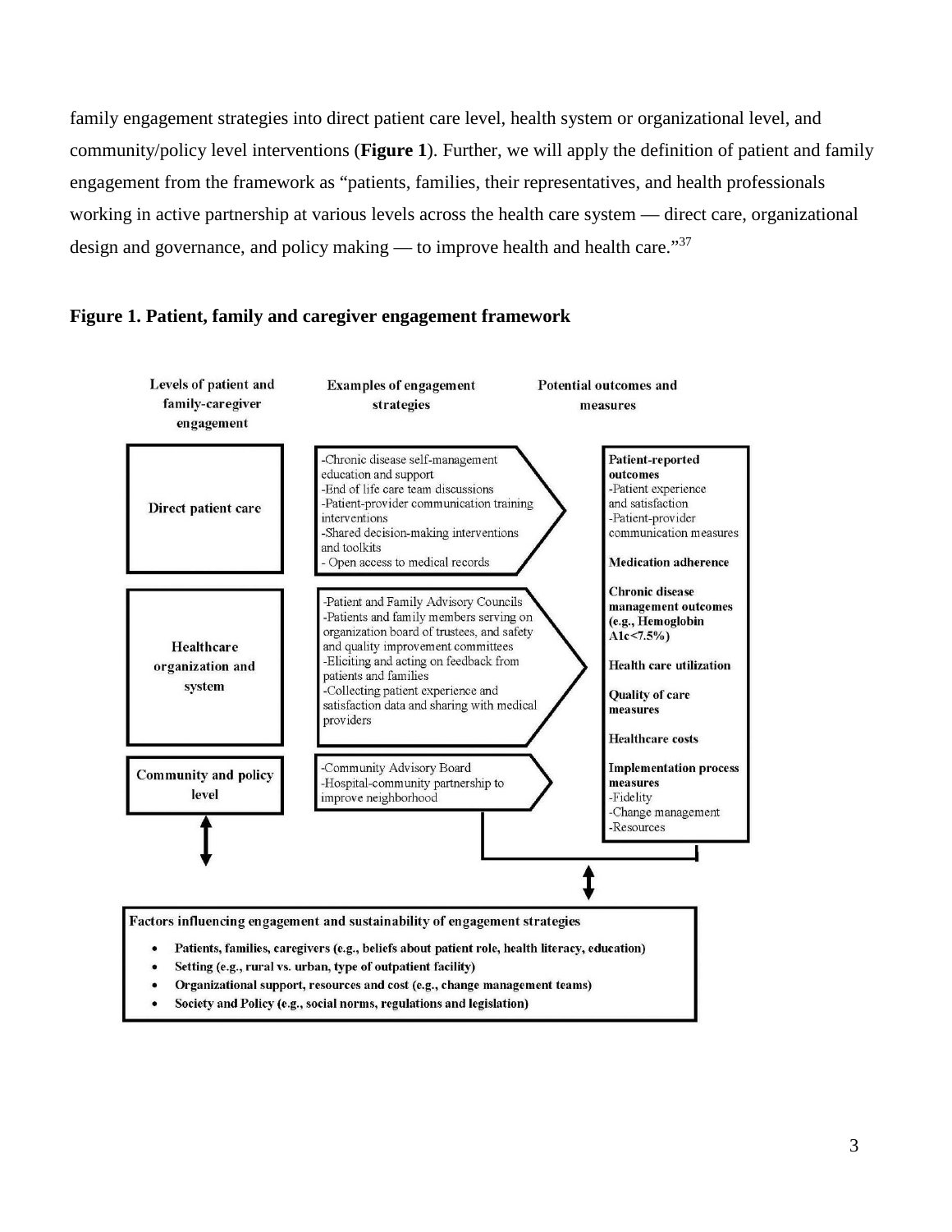family engagement strategies into direct patient care level, health system or organizational level, and community/policy level interventions (**Figure 1**). Further, we will apply the definition of patient and family engagement from the framework as "patients, families, their representatives, and health professionals working in active partnership at various levels across the health care system — direct care, organizational design and governance, and policy making — to improve health and health care."[37]

**Figure 1. Patient, family and caregiver engagement framework**

| Levels of patient and family-caregiver engagement | Examples of engagement strategies | Potential outcomes and measures |
|---|---|---|
| Direct patient care | -Chronic disease self-management education and support<br>-End of life care team discussions<br>-Patient-provider communication training interventions<br>-Shared decision-making interventions and toolkits<br>- Open access to medical records | **Patient-reported outcomes**<br>-Patient experience and satisfaction<br>-Patient-provider communication measures<br>**Medication adherence**<br>**Chronic disease management outcomes (e.g., Hemoglobin A1c<7.5%)**<br>**Health care utilization**<br>**Quality of care measures**<br>**Healthcare costs**<br>**Implementation process measures**<br>-Fidelity<br>-Change management<br>-Resources |
| Healthcare organization and system | -Patient and Family Advisory Councils<br>-Patients and family members serving on organization board of trustees, and safety and quality improvement committees<br>-Eliciting and acting on feedback from patients and families<br>-Collecting patient experience and satisfaction data and sharing with medical providers | |
| Community and policy level | -Community Advisory Board<br>-Hospital-community partnership to improve neighborhood | |

**Factors influencing engagement and sustainability of engagement strategies**

- **Patients, families, caregivers (e.g., beliefs about patient role, health literacy, education)**
- **Setting (e.g., rural vs. urban, type of outpatient facility)**
- **Organizational support, resources and cost (e.g., change management teams)**
- **Society and Policy (e.g., social norms, regulations and legislation)**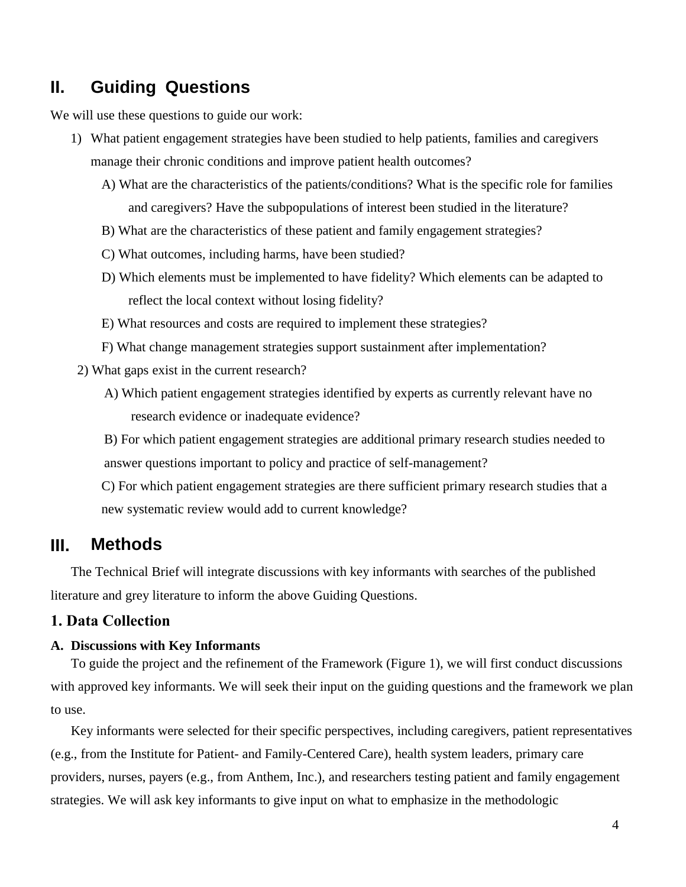## II. Guiding Questions

We will use these questions to guide our work:

1) What patient engagement strategies have been studied to help patients, families and caregivers manage their chronic conditions and improve patient health outcomes?
   - A) What are the characteristics of the patients/conditions? What is the specific role for families and caregivers? Have the subpopulations of interest been studied in the literature?
   - B) What are the characteristics of these patient and family engagement strategies?
   - C) What outcomes, including harms, have been studied?
   - D) Which elements must be implemented to have fidelity? Which elements can be adapted to reflect the local context without losing fidelity?
   - E) What resources and costs are required to implement these strategies?
   - F) What change management strategies support sustainment after implementation?
2) What gaps exist in the current research?
   - A) Which patient engagement strategies identified by experts as currently relevant have no research evidence or inadequate evidence?
   - B) For which patient engagement strategies are additional primary research studies needed to answer questions important to policy and practice of self-management?
   - C) For which patient engagement strategies are there sufficient primary research studies that a new systematic review would add to current knowledge?

## III. Methods

The Technical Brief will integrate discussions with key informants with searches of the published literature and grey literature to inform the above Guiding Questions.

### 1. Data Collection

#### A. Discussions with Key Informants

To guide the project and the refinement of the Framework (Figure 1), we will first conduct discussions with approved key informants. We will seek their input on the guiding questions and the framework we plan to use.

Key informants were selected for their specific perspectives, including caregivers, patient representatives (e.g., from the Institute for Patient- and Family-Centered Care), health system leaders, primary care providers, nurses, payers (e.g., from Anthem, Inc.), and researchers testing patient and family engagement strategies. We will ask key informants to give input on what to emphasize in the methodologic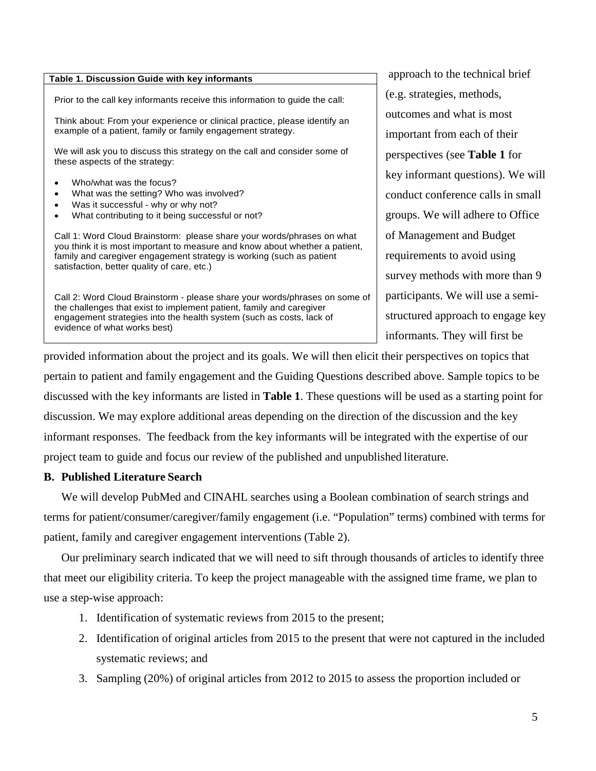**Table 1. Discussion Guide with key informants**

Prior to the call key informants receive this information to guide the call:

Think about: From your experience or clinical practice, please identify an example of a patient, family or family engagement strategy.

We will ask you to discuss this strategy on the call and consider some of these aspects of the strategy:

- Who/what was the focus?
- What was the setting? Who was involved?
- Was it successful - why or why not?
- What contributing to it being successful or not?

Call 1: Word Cloud Brainstorm: please share your words/phrases on what you think it is most important to measure and know about whether a patient, family and caregiver engagement strategy is working (such as patient satisfaction, better quality of care, etc.)

Call 2: Word Cloud Brainstorm - please share your words/phrases on some of the challenges that exist to implement patient, family and caregiver engagement strategies into the health system (such as costs, lack of evidence of what works best)

approach to the technical brief (e.g. strategies, methods, outcomes and what is most important from each of their perspectives (see **Table 1** for key informant questions). We will conduct conference calls in small groups. We will adhere to Office of Management and Budget requirements to avoid using survey methods with more than 9 participants. We will use a semi-structured approach to engage key informants. They will first be provided information about the project and its goals. We will then elicit their perspectives on topics that pertain to patient and family engagement and the Guiding Questions described above. Sample topics to be discussed with the key informants are listed in **Table 1**. These questions will be used as a starting point for discussion. We may explore additional areas depending on the direction of the discussion and the key informant responses. The feedback from the key informants will be integrated with the expertise of our project team to guide and focus our review of the published and unpublished literature.

**B. Published Literature Search**

We will develop PubMed and CINAHL searches using a Boolean combination of search strings and terms for patient/consumer/caregiver/family engagement (i.e. "Population" terms) combined with terms for patient, family and caregiver engagement interventions (Table 2).

Our preliminary search indicated that we will need to sift through thousands of articles to identify three that meet our eligibility criteria. To keep the project manageable with the assigned time frame, we plan to use a step-wise approach:

1. Identification of systematic reviews from 2015 to the present;
2. Identification of original articles from 2015 to the present that were not captured in the included systematic reviews; and
3. Sampling (20%) of original articles from 2012 to 2015 to assess the proportion included or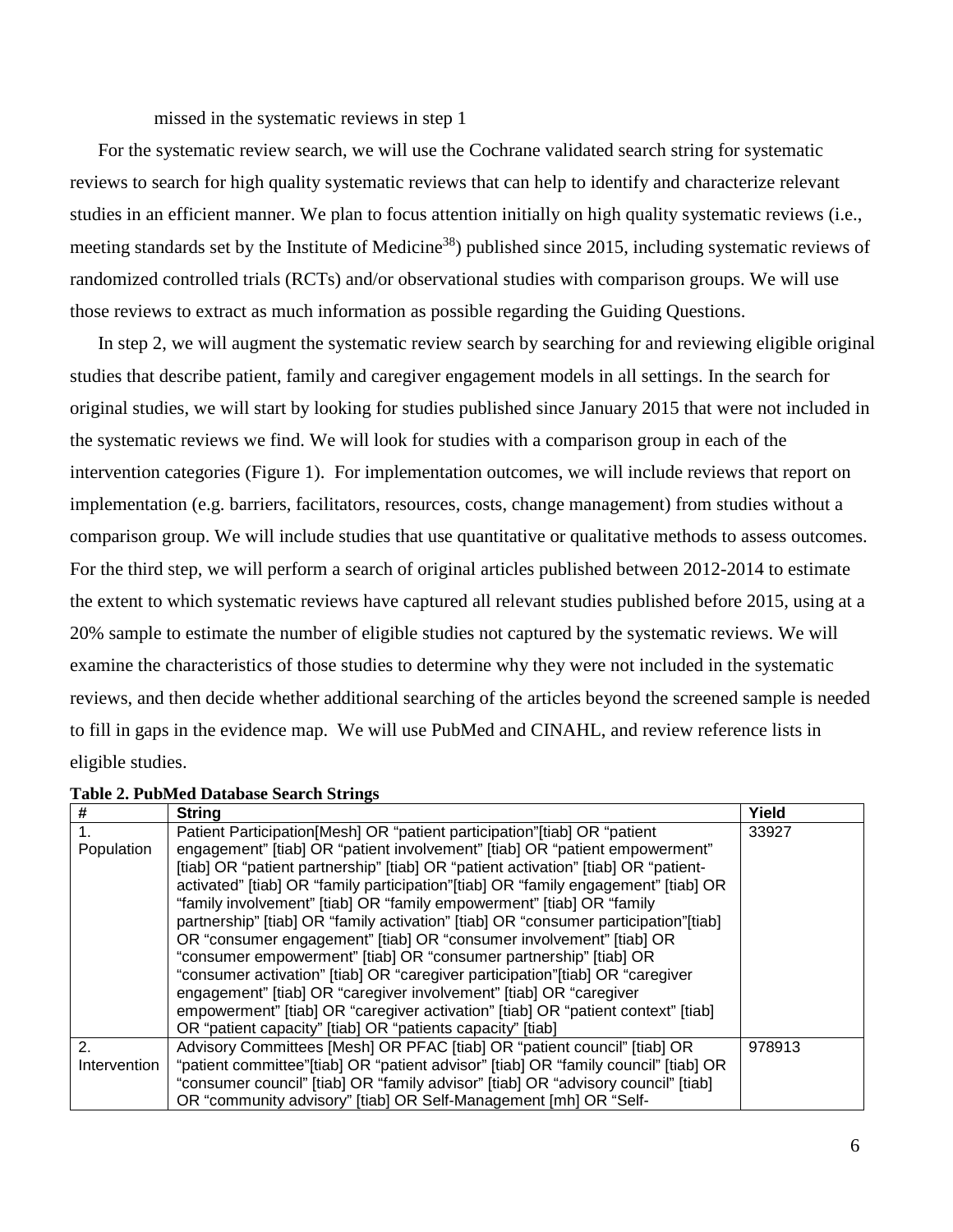missed in the systematic reviews in step 1

For the systematic review search, we will use the Cochrane validated search string for systematic reviews to search for high quality systematic reviews that can help to identify and characterize relevant studies in an efficient manner. We plan to focus attention initially on high quality systematic reviews (i.e., meeting standards set by the Institute of Medicine[38]) published since 2015, including systematic reviews of randomized controlled trials (RCTs) and/or observational studies with comparison groups. We will use those reviews to extract as much information as possible regarding the Guiding Questions.

In step 2, we will augment the systematic review search by searching for and reviewing eligible original studies that describe patient, family and caregiver engagement models in all settings. In the search for original studies, we will start by looking for studies published since January 2015 that were not included in the systematic reviews we find. We will look for studies with a comparison group in each of the intervention categories (Figure 1). For implementation outcomes, we will include reviews that report on implementation (e.g. barriers, facilitators, resources, costs, change management) from studies without a comparison group. We will include studies that use quantitative or qualitative methods to assess outcomes. For the third step, we will perform a search of original articles published between 2012-2014 to estimate the extent to which systematic reviews have captured all relevant studies published before 2015, using at a 20% sample to estimate the number of eligible studies not captured by the systematic reviews. We will examine the characteristics of those studies to determine why they were not included in the systematic reviews, and then decide whether additional searching of the articles beyond the screened sample is needed to fill in gaps in the evidence map. We will use PubMed and CINAHL, and review reference lists in eligible studies.

**Table 2. PubMed Database Search Strings**

| # | String | Yield |
|---|---|---|
| 1. Population | Patient Participation[Mesh] OR "patient participation"[tiab] OR "patient engagement" [tiab] OR "patient involvement" [tiab] OR "patient empowerment" [tiab] OR "patient partnership" [tiab] OR "patient activation" [tiab] OR "patient-activated" [tiab] OR "family participation"[tiab] OR "family engagement" [tiab] OR "family involvement" [tiab] OR "family empowerment" [tiab] OR "family partnership" [tiab] OR "family activation" [tiab] OR "consumer participation"[tiab] OR "consumer engagement" [tiab] OR "consumer involvement" [tiab] OR "consumer empowerment" [tiab] OR "consumer partnership" [tiab] OR "consumer activation" [tiab] OR "caregiver participation"[tiab] OR "caregiver engagement" [tiab] OR "caregiver involvement" [tiab] OR "caregiver empowerment" [tiab] OR "caregiver activation" [tiab] OR "patient context" [tiab] OR "patient capacity" [tiab] OR "patients capacity" [tiab] | 33927 |
| 2. Intervention | Advisory Committees [Mesh] OR PFAC [tiab] OR "patient council" [tiab] OR "patient committee"[tiab] OR "patient advisor" [tiab] OR "family council" [tiab] OR "consumer council" [tiab] OR "family advisor" [tiab] OR "advisory council" [tiab] OR "community advisory" [tiab] OR Self-Management [mh] OR "Self- | 978913 |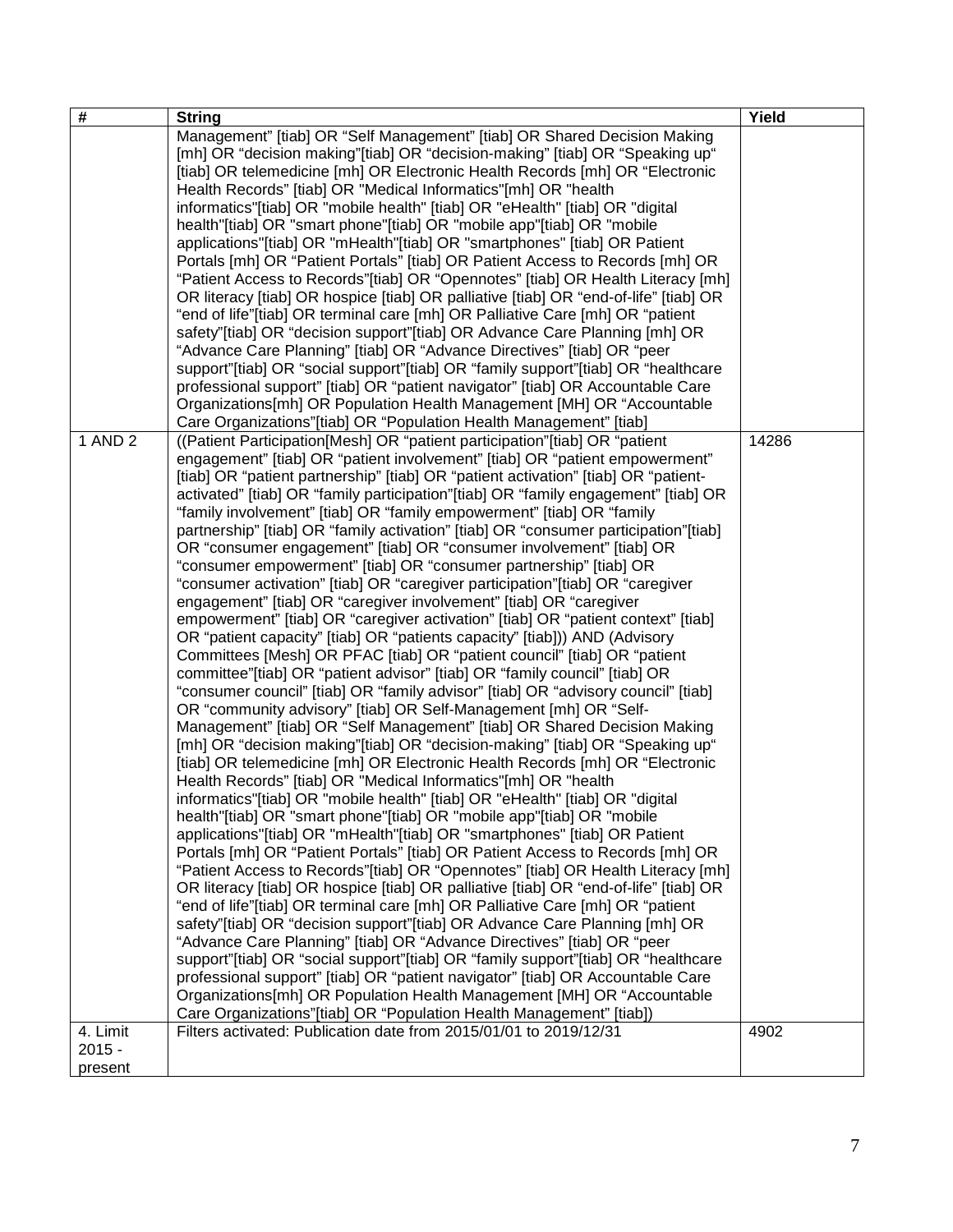| # | String | Yield |
|---|---|---|
| | Management" [tiab] OR "Self Management" [tiab] OR Shared Decision Making [mh] OR "decision making"[tiab] OR "decision-making" [tiab] OR "Speaking up" [tiab] OR telemedicine [mh] OR Electronic Health Records [mh] OR "Electronic Health Records" [tiab] OR "Medical Informatics"[mh] OR "health informatics"[tiab] OR "mobile health" [tiab] OR "eHealth" [tiab] OR "digital health"[tiab] OR "smart phone"[tiab] OR "mobile app"[tiab] OR "mobile applications"[tiab] OR "mHealth"[tiab] OR "smartphones" [tiab] OR Patient Portals [mh] OR "Patient Portals" [tiab] OR Patient Access to Records [mh] OR "Patient Access to Records"[tiab] OR "Opennotes" [tiab] OR Health Literacy [mh] OR literacy [tiab] OR hospice [tiab] OR palliative [tiab] OR "end-of-life" [tiab] OR "end of life"[tiab] OR terminal care [mh] OR Palliative Care [mh] OR "patient safety"[tiab] OR "decision support"[tiab] OR Advance Care Planning [mh] OR "Advance Care Planning" [tiab] OR "Advance Directives" [tiab] OR "peer support"[tiab] OR "social support"[tiab] OR "family support"[tiab] OR "healthcare professional support" [tiab] OR "patient navigator" [tiab] OR Accountable Care Organizations[mh] OR Population Health Management [MH] OR "Accountable Care Organizations"[tiab] OR "Population Health Management" [tiab] | |
| 1 AND 2 | ((Patient Participation[Mesh] OR "patient participation"[tiab] OR "patient engagement" [tiab] OR "patient involvement" [tiab] OR "patient empowerment" [tiab] OR "patient partnership" [tiab] OR "patient activation" [tiab] OR "patient-activated" [tiab] OR "family participation"[tiab] OR "family engagement" [tiab] OR "family involvement" [tiab] OR "family empowerment" [tiab] OR "family partnership" [tiab] OR "family activation" [tiab] OR "consumer participation"[tiab] OR "consumer engagement" [tiab] OR "consumer involvement" [tiab] OR "consumer empowerment" [tiab] OR "consumer partnership" [tiab] OR "consumer activation" [tiab] OR "caregiver participation"[tiab] OR "caregiver engagement" [tiab] OR "caregiver involvement" [tiab] OR "caregiver empowerment" [tiab] OR "caregiver activation" [tiab] OR "patient context" [tiab] OR "patient capacity" [tiab] OR "patients capacity" [tiab])) AND (Advisory Committees [Mesh] OR PFAC [tiab] OR "patient council" [tiab] OR "patient committee"[tiab] OR "patient advisor" [tiab] OR "family council" [tiab] OR "consumer council" [tiab] OR "family advisor" [tiab] OR "advisory council" [tiab] OR "community advisory" [tiab] OR Self-Management [mh] OR "Self-Management" [tiab] OR "Self Management" [tiab] OR Shared Decision Making [mh] OR "decision making"[tiab] OR "decision-making" [tiab] OR "Speaking up" [tiab] OR telemedicine [mh] OR Electronic Health Records [mh] OR "Electronic Health Records" [tiab] OR "Medical Informatics"[mh] OR "health informatics"[tiab] OR "mobile health" [tiab] OR "eHealth" [tiab] OR "digital health"[tiab] OR "smart phone"[tiab] OR "mobile app"[tiab] OR "mobile applications"[tiab] OR "mHealth"[tiab] OR "smartphones" [tiab] OR Patient Portals [mh] OR "Patient Portals" [tiab] OR Patient Access to Records [mh] OR "Patient Access to Records"[tiab] OR "Opennotes" [tiab] OR Health Literacy [mh] OR literacy [tiab] OR hospice [tiab] OR palliative [tiab] OR "end-of-life" [tiab] OR "end of life"[tiab] OR terminal care [mh] OR Palliative Care [mh] OR "patient safety"[tiab] OR "decision support"[tiab] OR Advance Care Planning [mh] OR "Advance Care Planning" [tiab] OR "Advance Directives" [tiab] OR "peer support"[tiab] OR "social support"[tiab] OR "family support"[tiab] OR "healthcare professional support" [tiab] OR "patient navigator" [tiab] OR Accountable Care Organizations[mh] OR Population Health Management [MH] OR "Accountable Care Organizations"[tiab] OR "Population Health Management" [tiab]) | 14286 |
| 4. Limit 2015 - present | Filters activated: Publication date from 2015/01/01 to 2019/12/31 | 4902 |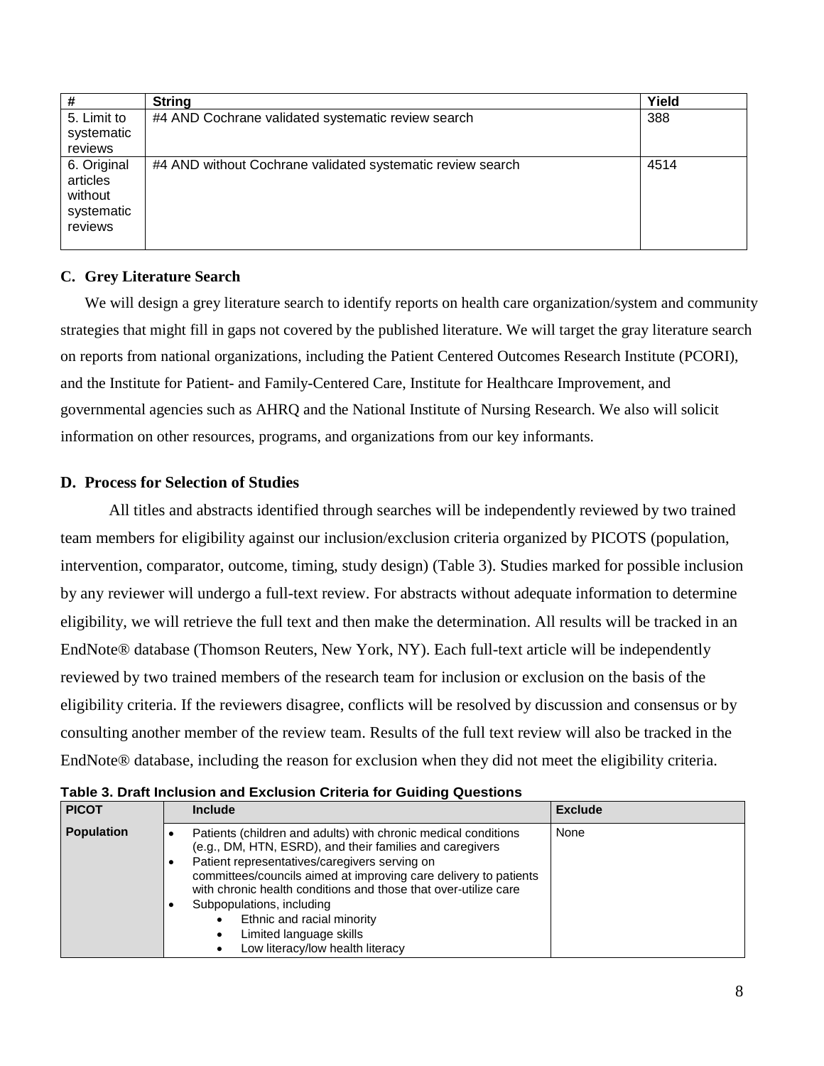| # | String | Yield |
| --- | --- | --- |
| 5. Limit to systematic reviews | #4 AND Cochrane validated systematic review search | 388 |
| 6. Original articles without systematic reviews | #4 AND without Cochrane validated systematic review search | 4514 |

### C. Grey Literature Search

We will design a grey literature search to identify reports on health care organization/system and community strategies that might fill in gaps not covered by the published literature. We will target the gray literature search on reports from national organizations, including the Patient Centered Outcomes Research Institute (PCORI), and the Institute for Patient- and Family-Centered Care, Institute for Healthcare Improvement, and governmental agencies such as AHRQ and the National Institute of Nursing Research. We also will solicit information on other resources, programs, and organizations from our key informants.

### D. Process for Selection of Studies

All titles and abstracts identified through searches will be independently reviewed by two trained team members for eligibility against our inclusion/exclusion criteria organized by PICOTS (population, intervention, comparator, outcome, timing, study design) (Table 3). Studies marked for possible inclusion by any reviewer will undergo a full-text review. For abstracts without adequate information to determine eligibility, we will retrieve the full text and then make the determination. All results will be tracked in an EndNote® database (Thomson Reuters, New York, NY). Each full-text article will be independently reviewed by two trained members of the research team for inclusion or exclusion on the basis of the eligibility criteria. If the reviewers disagree, conflicts will be resolved by discussion and consensus or by consulting another member of the review team. Results of the full text review will also be tracked in the EndNote® database, including the reason for exclusion when they did not meet the eligibility criteria.

**Table 3. Draft Inclusion and Exclusion Criteria for Guiding Questions**

| PICOT | Include | Exclude |
| --- | --- | --- |
| **Population** | • Patients (children and adults) with chronic medical conditions (e.g., DM, HTN, ESRD), and their families and caregivers<br>• Patient representatives/caregivers serving on committees/councils aimed at improving care delivery to patients with chronic health conditions and those that over-utilize care<br>• Subpopulations, including<br>&nbsp;&nbsp;&nbsp;&nbsp;• Ethnic and racial minority<br>&nbsp;&nbsp;&nbsp;&nbsp;• Limited language skills<br>&nbsp;&nbsp;&nbsp;&nbsp;• Low literacy/low health literacy | None |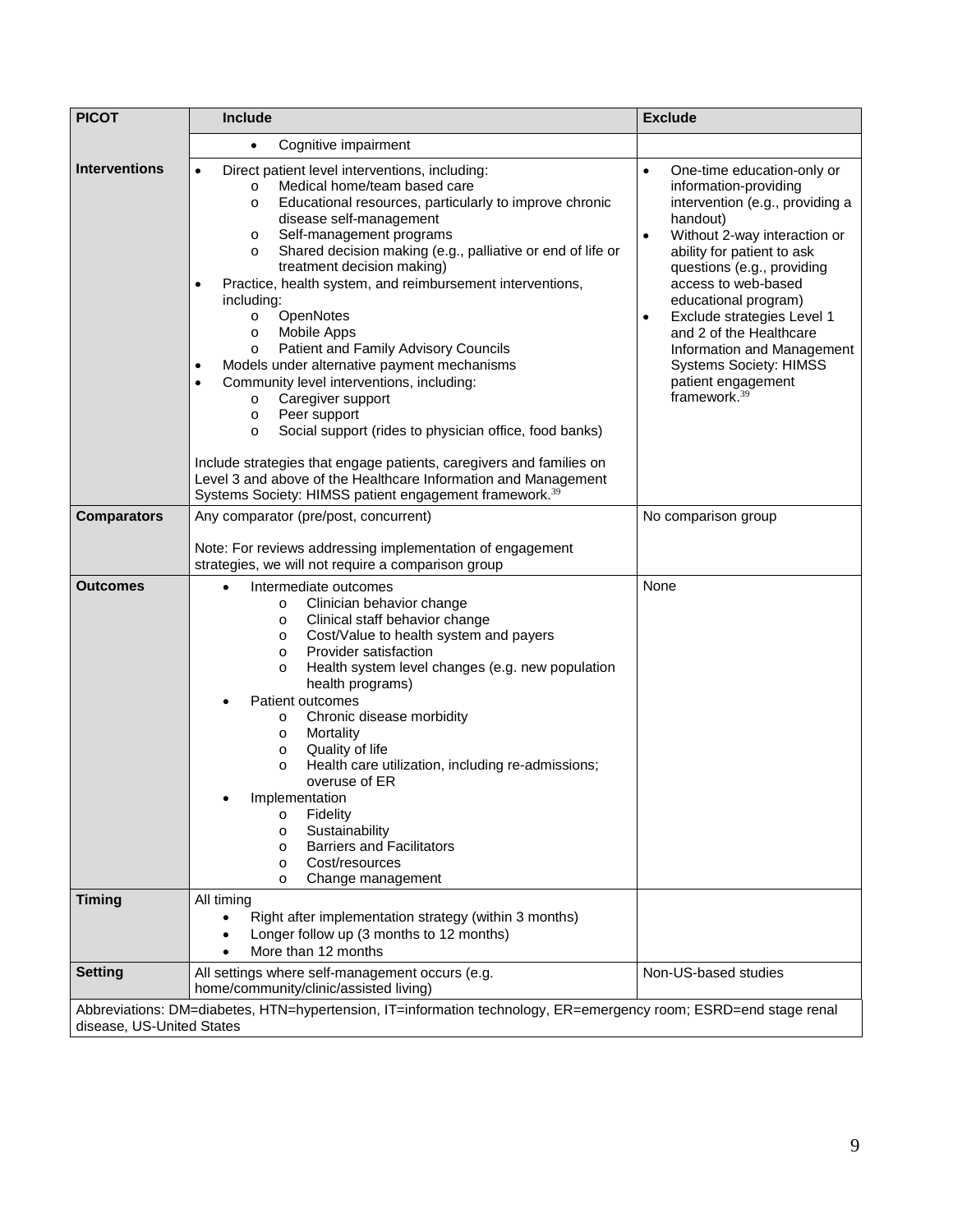| PICOT | Include | Exclude |
|---|---|---|
| | • Cognitive impairment | |
| **Interventions** | • Direct patient level interventions, including:<br>o Medical home/team based care<br>o Educational resources, particularly to improve chronic disease self-management<br>o Self-management programs<br>o Shared decision making (e.g., palliative or end of life or treatment decision making)<br>• Practice, health system, and reimbursement interventions, including:<br>o OpenNotes<br>o Mobile Apps<br>o Patient and Family Advisory Councils<br>• Models under alternative payment mechanisms<br>• Community level interventions, including:<br>o Caregiver support<br>o Peer support<br>o Social support (rides to physician office, food banks)<br><br>Include strategies that engage patients, caregivers and families on Level 3 and above of the Healthcare Information and Management Systems Society: HIMSS patient engagement framework.[39] | • One-time education-only or information-providing intervention (e.g., providing a handout)<br>• Without 2-way interaction or ability for patient to ask questions (e.g., providing access to web-based educational program)<br>• Exclude strategies Level 1 and 2 of the Healthcare Information and Management Systems Society: HIMSS patient engagement framework.[39] |
| **Comparators** | Any comparator (pre/post, concurrent)<br><br>Note: For reviews addressing implementation of engagement strategies, we will not require a comparison group | No comparison group |
| **Outcomes** | • Intermediate outcomes<br>o Clinician behavior change<br>o Clinical staff behavior change<br>o Cost/Value to health system and payers<br>o Provider satisfaction<br>o Health system level changes (e.g. new population health programs)<br>• Patient outcomes<br>o Chronic disease morbidity<br>o Mortality<br>o Quality of life<br>o Health care utilization, including re-admissions; overuse of ER<br>• Implementation<br>o Fidelity<br>o Sustainability<br>o Barriers and Facilitators<br>o Cost/resources<br>o Change management | None |
| **Timing** | All timing<br>• Right after implementation strategy (within 3 months)<br>• Longer follow up (3 months to 12 months)<br>• More than 12 months | |
| **Setting** | All settings where self-management occurs (e.g. home/community/clinic/assisted living) | Non-US-based studies |

Abbreviations: DM=diabetes, HTN=hypertension, IT=information technology, ER=emergency room; ESRD=end stage renal disease, US-United States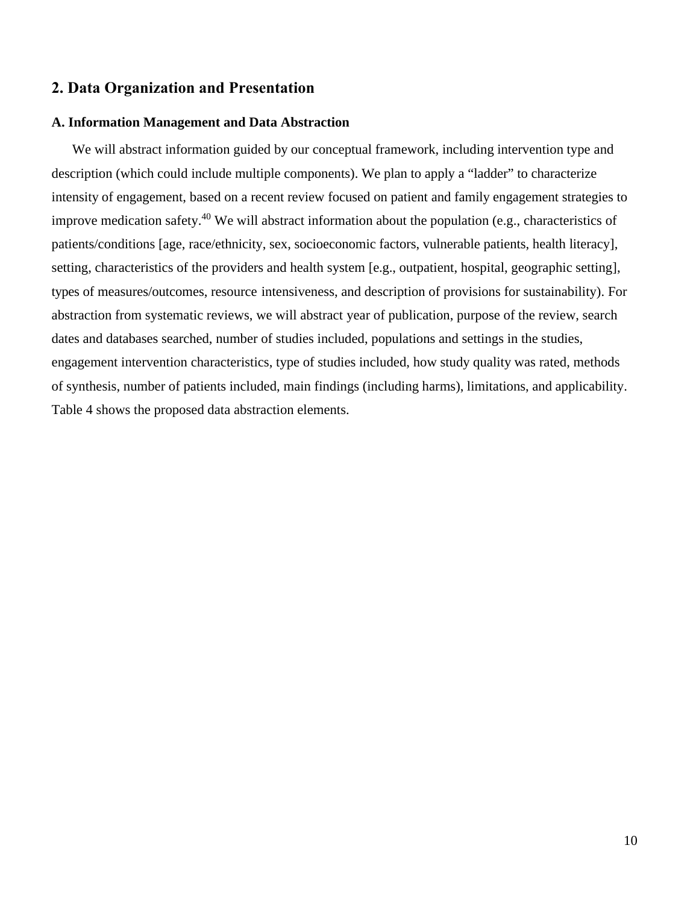## 2. Data Organization and Presentation

### A. Information Management and Data Abstraction

We will abstract information guided by our conceptual framework, including intervention type and description (which could include multiple components). We plan to apply a "ladder" to characterize intensity of engagement, based on a recent review focused on patient and family engagement strategies to improve medication safety.[40] We will abstract information about the population (e.g., characteristics of patients/conditions [age, race/ethnicity, sex, socioeconomic factors, vulnerable patients, health literacy], setting, characteristics of the providers and health system [e.g., outpatient, hospital, geographic setting], types of measures/outcomes, resource intensiveness, and description of provisions for sustainability). For abstraction from systematic reviews, we will abstract year of publication, purpose of the review, search dates and databases searched, number of studies included, populations and settings in the studies, engagement intervention characteristics, type of studies included, how study quality was rated, methods of synthesis, number of patients included, main findings (including harms), limitations, and applicability. Table 4 shows the proposed data abstraction elements.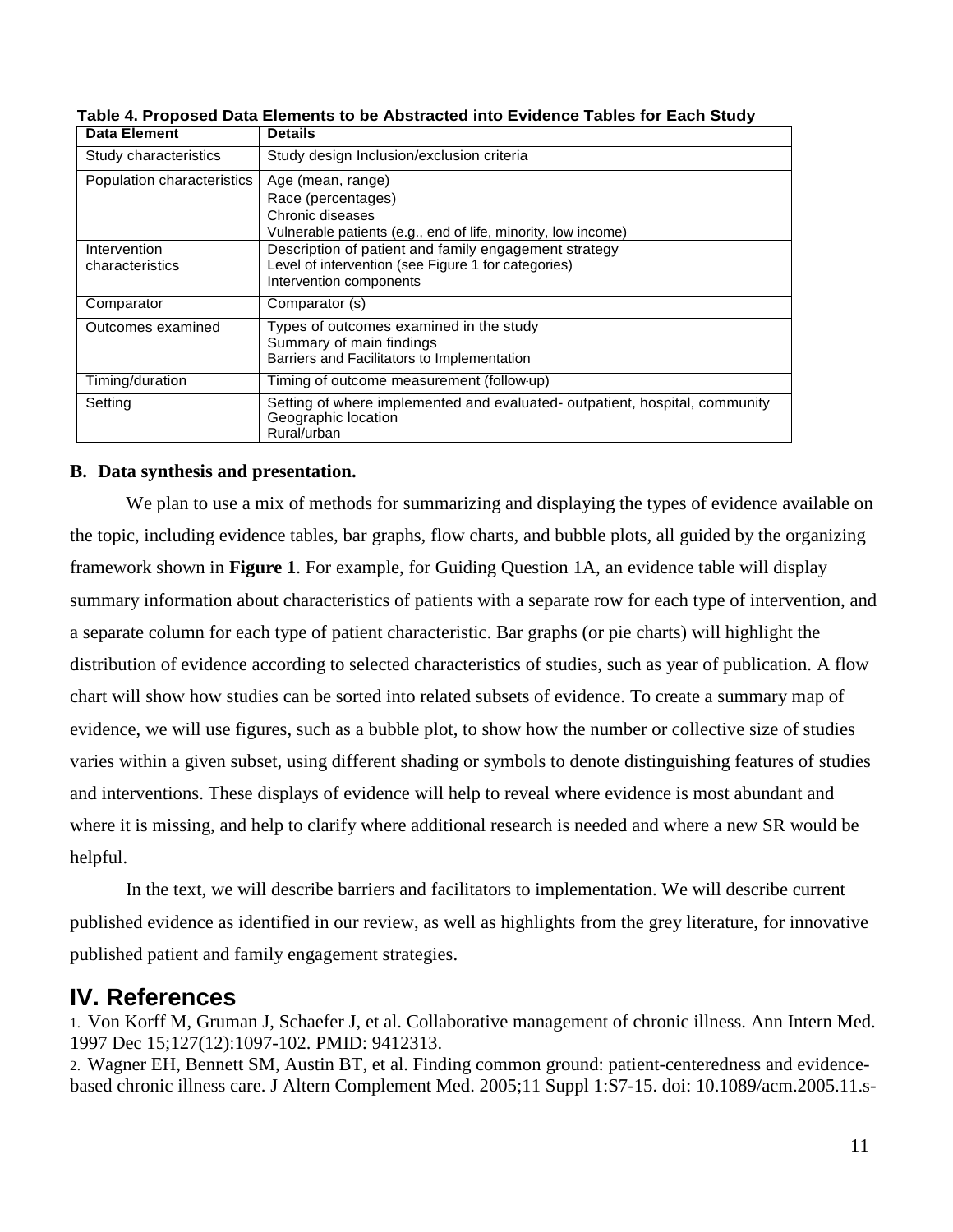**Table 4. Proposed Data Elements to be Abstracted into Evidence Tables for Each Study**

| Data Element | Details |
|---|---|
| Study characteristics | Study design Inclusion/exclusion criteria |
| Population characteristics | Age (mean, range)<br>Race (percentages)<br>Chronic diseases<br>Vulnerable patients (e.g., end of life, minority, low income) |
| Intervention characteristics | Description of patient and family engagement strategy<br>Level of intervention (see Figure 1 for categories)<br>Intervention components |
| Comparator | Comparator (s) |
| Outcomes examined | Types of outcomes examined in the study<br>Summary of main findings<br>Barriers and Facilitators to Implementation |
| Timing/duration | Timing of outcome measurement (follow-up) |
| Setting | Setting of where implemented and evaluated- outpatient, hospital, community<br>Geographic location<br>Rural/urban |

### B. Data synthesis and presentation.

We plan to use a mix of methods for summarizing and displaying the types of evidence available on the topic, including evidence tables, bar graphs, flow charts, and bubble plots, all guided by the organizing framework shown in **Figure 1**. For example, for Guiding Question 1A, an evidence table will display summary information about characteristics of patients with a separate row for each type of intervention, and a separate column for each type of patient characteristic. Bar graphs (or pie charts) will highlight the distribution of evidence according to selected characteristics of studies, such as year of publication. A flow chart will show how studies can be sorted into related subsets of evidence. To create a summary map of evidence, we will use figures, such as a bubble plot, to show how the number or collective size of studies varies within a given subset, using different shading or symbols to denote distinguishing features of studies and interventions. These displays of evidence will help to reveal where evidence is most abundant and where it is missing, and help to clarify where additional research is needed and where a new SR would be helpful.

In the text, we will describe barriers and facilitators to implementation. We will describe current published evidence as identified in our review, as well as highlights from the grey literature, for innovative published patient and family engagement strategies.

## IV. References

1. Von Korff M, Gruman J, Schaefer J, et al. Collaborative management of chronic illness. Ann Intern Med. 1997 Dec 15;127(12):1097-102. PMID: 9412313.
2. Wagner EH, Bennett SM, Austin BT, et al. Finding common ground: patient-centeredness and evidence-based chronic illness care. J Altern Complement Med. 2005;11 Suppl 1:S7-15. doi: 10.1089/acm.2005.11.s-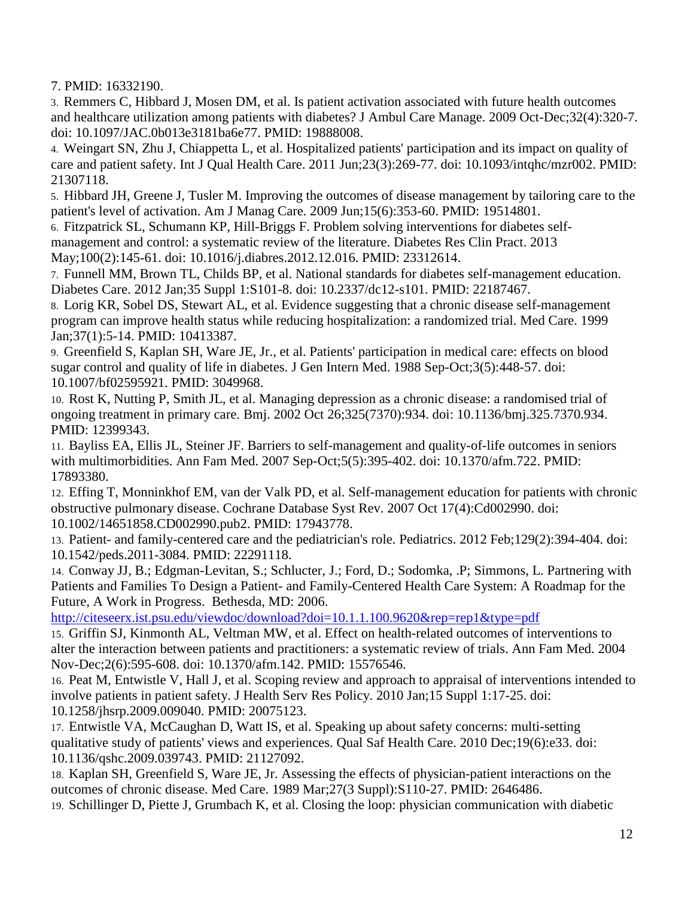7. PMID: 16332190.

3. Remmers C, Hibbard J, Mosen DM, et al. Is patient activation associated with future health outcomes and healthcare utilization among patients with diabetes? J Ambul Care Manage. 2009 Oct-Dec;32(4):320-7. doi: 10.1097/JAC.0b013e3181ba6e77. PMID: 19888008.

4. Weingart SN, Zhu J, Chiappetta L, et al. Hospitalized patients' participation and its impact on quality of care and patient safety. Int J Qual Health Care. 2011 Jun;23(3):269-77. doi: 10.1093/intqhc/mzr002. PMID: 21307118.

5. Hibbard JH, Greene J, Tusler M. Improving the outcomes of disease management by tailoring care to the patient's level of activation. Am J Manag Care. 2009 Jun;15(6):353-60. PMID: 19514801.

6. Fitzpatrick SL, Schumann KP, Hill-Briggs F. Problem solving interventions for diabetes self-management and control: a systematic review of the literature. Diabetes Res Clin Pract. 2013 May;100(2):145-61. doi: 10.1016/j.diabres.2012.12.016. PMID: 23312614.

7. Funnell MM, Brown TL, Childs BP, et al. National standards for diabetes self-management education. Diabetes Care. 2012 Jan;35 Suppl 1:S101-8. doi: 10.2337/dc12-s101. PMID: 22187467.

8. Lorig KR, Sobel DS, Stewart AL, et al. Evidence suggesting that a chronic disease self-management program can improve health status while reducing hospitalization: a randomized trial. Med Care. 1999 Jan;37(1):5-14. PMID: 10413387.

9. Greenfield S, Kaplan SH, Ware JE, Jr., et al. Patients' participation in medical care: effects on blood sugar control and quality of life in diabetes. J Gen Intern Med. 1988 Sep-Oct;3(5):448-57. doi: 10.1007/bf02595921. PMID: 3049968.

10. Rost K, Nutting P, Smith JL, et al. Managing depression as a chronic disease: a randomised trial of ongoing treatment in primary care. Bmj. 2002 Oct 26;325(7370):934. doi: 10.1136/bmj.325.7370.934. PMID: 12399343.

11. Bayliss EA, Ellis JL, Steiner JF. Barriers to self-management and quality-of-life outcomes in seniors with multimorbidities. Ann Fam Med. 2007 Sep-Oct;5(5):395-402. doi: 10.1370/afm.722. PMID: 17893380.

12. Effing T, Monninkhof EM, van der Valk PD, et al. Self-management education for patients with chronic obstructive pulmonary disease. Cochrane Database Syst Rev. 2007 Oct 17(4):Cd002990. doi: 10.1002/14651858.CD002990.pub2. PMID: 17943778.

13. Patient- and family-centered care and the pediatrician's role. Pediatrics. 2012 Feb;129(2):394-404. doi: 10.1542/peds.2011-3084. PMID: 22291118.

14. Conway JJ, B.; Edgman-Levitan, S.; Schlucter, J.; Ford, D.; Sodomka, .P; Simmons, L. Partnering with Patients and Families To Design a Patient- and Family-Centered Health Care System: A Roadmap for the Future, A Work in Progress. Bethesda, MD: 2006. http://citeseerx.ist.psu.edu/viewdoc/download?doi=10.1.1.100.9620&rep=rep1&type=pdf

15. Griffin SJ, Kinmonth AL, Veltman MW, et al. Effect on health-related outcomes of interventions to alter the interaction between patients and practitioners: a systematic review of trials. Ann Fam Med. 2004 Nov-Dec;2(6):595-608. doi: 10.1370/afm.142. PMID: 15576546.

16. Peat M, Entwistle V, Hall J, et al. Scoping review and approach to appraisal of interventions intended to involve patients in patient safety. J Health Serv Res Policy. 2010 Jan;15 Suppl 1:17-25. doi: 10.1258/jhsrp.2009.009040. PMID: 20075123.

17. Entwistle VA, McCaughan D, Watt IS, et al. Speaking up about safety concerns: multi-setting qualitative study of patients' views and experiences. Qual Saf Health Care. 2010 Dec;19(6):e33. doi: 10.1136/qshc.2009.039743. PMID: 21127092.

18. Kaplan SH, Greenfield S, Ware JE, Jr. Assessing the effects of physician-patient interactions on the outcomes of chronic disease. Med Care. 1989 Mar;27(3 Suppl):S110-27. PMID: 2646486.

19. Schillinger D, Piette J, Grumbach K, et al. Closing the loop: physician communication with diabetic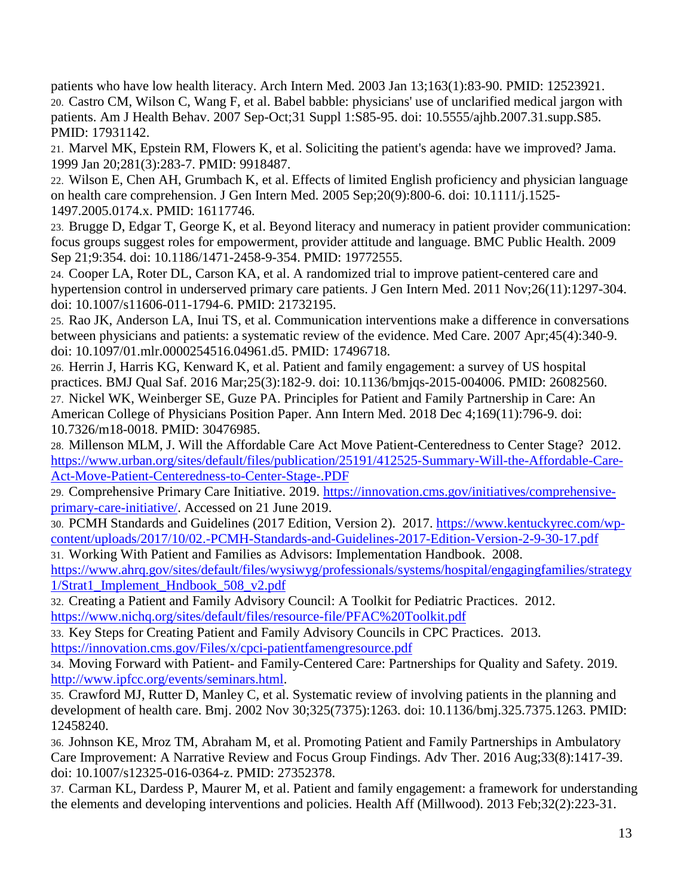patients who have low health literacy. Arch Intern Med. 2003 Jan 13;163(1):83-90. PMID: 12523921.

20. Castro CM, Wilson C, Wang F, et al. Babel babble: physicians' use of unclarified medical jargon with patients. Am J Health Behav. 2007 Sep-Oct;31 Suppl 1:S85-95. doi: 10.5555/ajhb.2007.31.supp.S85. PMID: 17931142.

21. Marvel MK, Epstein RM, Flowers K, et al. Soliciting the patient's agenda: have we improved? Jama. 1999 Jan 20;281(3):283-7. PMID: 9918487.

22. Wilson E, Chen AH, Grumbach K, et al. Effects of limited English proficiency and physician language on health care comprehension. J Gen Intern Med. 2005 Sep;20(9):800-6. doi: 10.1111/j.1525-1497.2005.0174.x. PMID: 16117746.

23. Brugge D, Edgar T, George K, et al. Beyond literacy and numeracy in patient provider communication: focus groups suggest roles for empowerment, provider attitude and language. BMC Public Health. 2009 Sep 21;9:354. doi: 10.1186/1471-2458-9-354. PMID: 19772555.

24. Cooper LA, Roter DL, Carson KA, et al. A randomized trial to improve patient-centered care and hypertension control in underserved primary care patients. J Gen Intern Med. 2011 Nov;26(11):1297-304. doi: 10.1007/s11606-011-1794-6. PMID: 21732195.

25. Rao JK, Anderson LA, Inui TS, et al. Communication interventions make a difference in conversations between physicians and patients: a systematic review of the evidence. Med Care. 2007 Apr;45(4):340-9. doi: 10.1097/01.mlr.0000254516.04961.d5. PMID: 17496718.

26. Herrin J, Harris KG, Kenward K, et al. Patient and family engagement: a survey of US hospital practices. BMJ Qual Saf. 2016 Mar;25(3):182-9. doi: 10.1136/bmjqs-2015-004006. PMID: 26082560.

27. Nickel WK, Weinberger SE, Guze PA. Principles for Patient and Family Partnership in Care: An American College of Physicians Position Paper. Ann Intern Med. 2018 Dec 4;169(11):796-9. doi: 10.7326/m18-0018. PMID: 30476985.

28. Millenson MLM, J. Will the Affordable Care Act Move Patient-Centeredness to Center Stage? 2012. https://www.urban.org/sites/default/files/publication/25191/412525-Summary-Will-the-Affordable-Care-Act-Move-Patient-Centeredness-to-Center-Stage-.PDF

29. Comprehensive Primary Care Initiative. 2019. https://innovation.cms.gov/initiatives/comprehensive-primary-care-initiative/. Accessed on 21 June 2019.

30. PCMH Standards and Guidelines (2017 Edition, Version 2). 2017. https://www.kentuckyrec.com/wp-content/uploads/2017/10/02.-PCMH-Standards-and-Guidelines-2017-Edition-Version-2-9-30-17.pdf

31. Working With Patient and Families as Advisors: Implementation Handbook. 2008. https://www.ahrq.gov/sites/default/files/wysiwyg/professionals/systems/hospital/engagingfamilies/strategy1/Strat1_Implement_Hndbook_508_v2.pdf

32. Creating a Patient and Family Advisory Council: A Toolkit for Pediatric Practices. 2012. https://www.nichq.org/sites/default/files/resource-file/PFAC%20Toolkit.pdf

33. Key Steps for Creating Patient and Family Advisory Councils in CPC Practices. 2013. https://innovation.cms.gov/Files/x/cpci-patientfamengresource.pdf

34. Moving Forward with Patient- and Family-Centered Care: Partnerships for Quality and Safety. 2019. http://www.ipfcc.org/events/seminars.html.

35. Crawford MJ, Rutter D, Manley C, et al. Systematic review of involving patients in the planning and development of health care. Bmj. 2002 Nov 30;325(7375):1263. doi: 10.1136/bmj.325.7375.1263. PMID: 12458240.

36. Johnson KE, Mroz TM, Abraham M, et al. Promoting Patient and Family Partnerships in Ambulatory Care Improvement: A Narrative Review and Focus Group Findings. Adv Ther. 2016 Aug;33(8):1417-39. doi: 10.1007/s12325-016-0364-z. PMID: 27352378.

37. Carman KL, Dardess P, Maurer M, et al. Patient and family engagement: a framework for understanding the elements and developing interventions and policies. Health Aff (Millwood). 2013 Feb;32(2):223-31.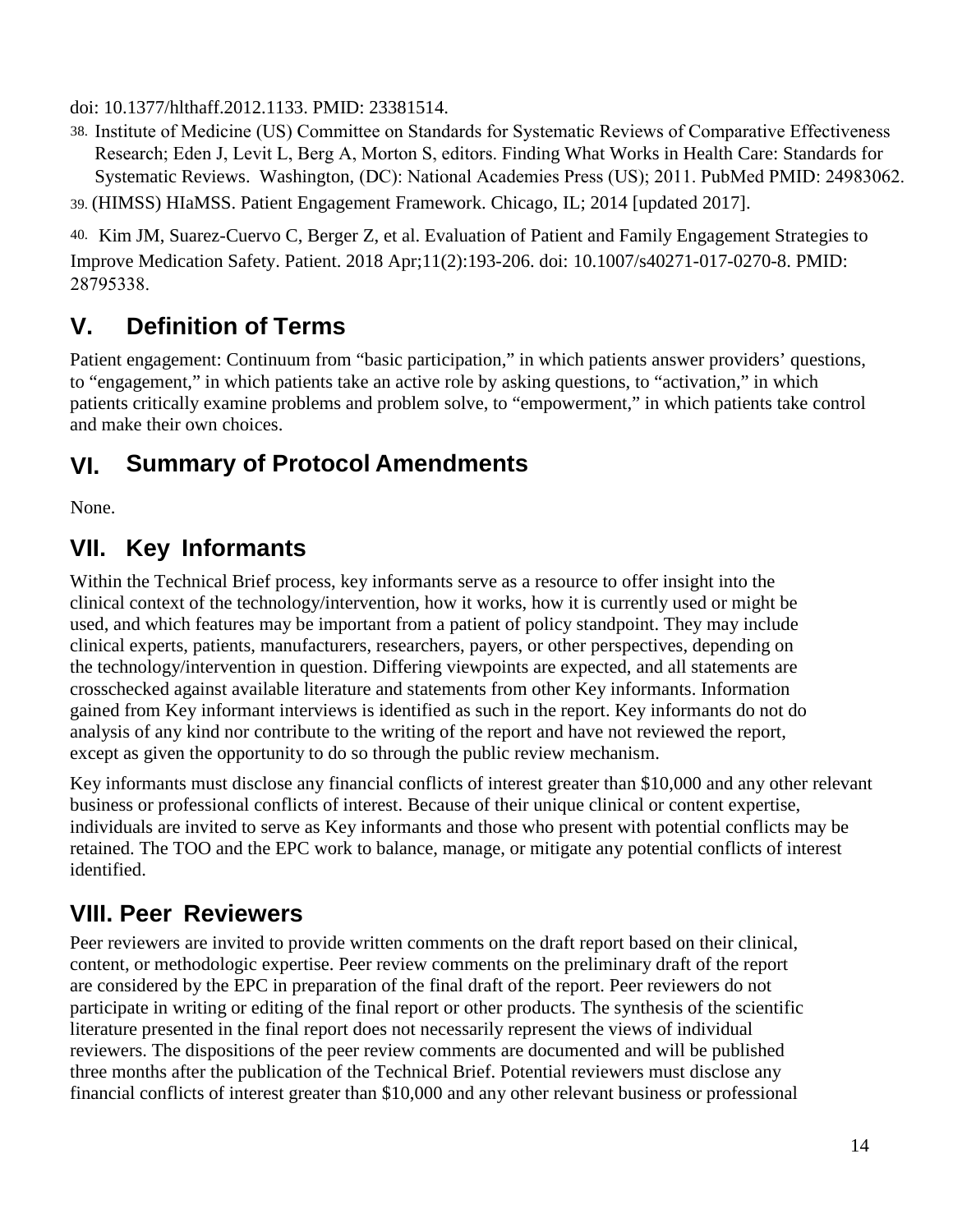doi: 10.1377/hlthaff.2012.1133. PMID: 23381514.

38. Institute of Medicine (US) Committee on Standards for Systematic Reviews of Comparative Effectiveness Research; Eden J, Levit L, Berg A, Morton S, editors. Finding What Works in Health Care: Standards for Systematic Reviews. Washington, (DC): National Academies Press (US); 2011. PubMed PMID: 24983062.

39. (HIMSS) HIaMSS. Patient Engagement Framework. Chicago, IL; 2014 [updated 2017].

40. Kim JM, Suarez-Cuervo C, Berger Z, et al. Evaluation of Patient and Family Engagement Strategies to Improve Medication Safety. Patient. 2018 Apr;11(2):193-206. doi: 10.1007/s40271-017-0270-8. PMID: 28795338.

## V. Definition of Terms

Patient engagement: Continuum from "basic participation," in which patients answer providers' questions, to "engagement," in which patients take an active role by asking questions, to "activation," in which patients critically examine problems and problem solve, to "empowerment," in which patients take control and make their own choices.

## VI. Summary of Protocol Amendments

None.

## VII. Key Informants

Within the Technical Brief process, key informants serve as a resource to offer insight into the clinical context of the technology/intervention, how it works, how it is currently used or might be used, and which features may be important from a patient of policy standpoint. They may include clinical experts, patients, manufacturers, researchers, payers, or other perspectives, depending on the technology/intervention in question. Differing viewpoints are expected, and all statements are crosschecked against available literature and statements from other Key informants. Information gained from Key informant interviews is identified as such in the report. Key informants do not do analysis of any kind nor contribute to the writing of the report and have not reviewed the report, except as given the opportunity to do so through the public review mechanism.

Key informants must disclose any financial conflicts of interest greater than $10,000 and any other relevant business or professional conflicts of interest. Because of their unique clinical or content expertise, individuals are invited to serve as Key informants and those who present with potential conflicts may be retained. The TOO and the EPC work to balance, manage, or mitigate any potential conflicts of interest identified.

## VIII. Peer Reviewers

Peer reviewers are invited to provide written comments on the draft report based on their clinical, content, or methodologic expertise. Peer review comments on the preliminary draft of the report are considered by the EPC in preparation of the final draft of the report. Peer reviewers do not participate in writing or editing of the final report or other products. The synthesis of the scientific literature presented in the final report does not necessarily represent the views of individual reviewers. The dispositions of the peer review comments are documented and will be published three months after the publication of the Technical Brief. Potential reviewers must disclose any financial conflicts of interest greater than $10,000 and any other relevant business or professional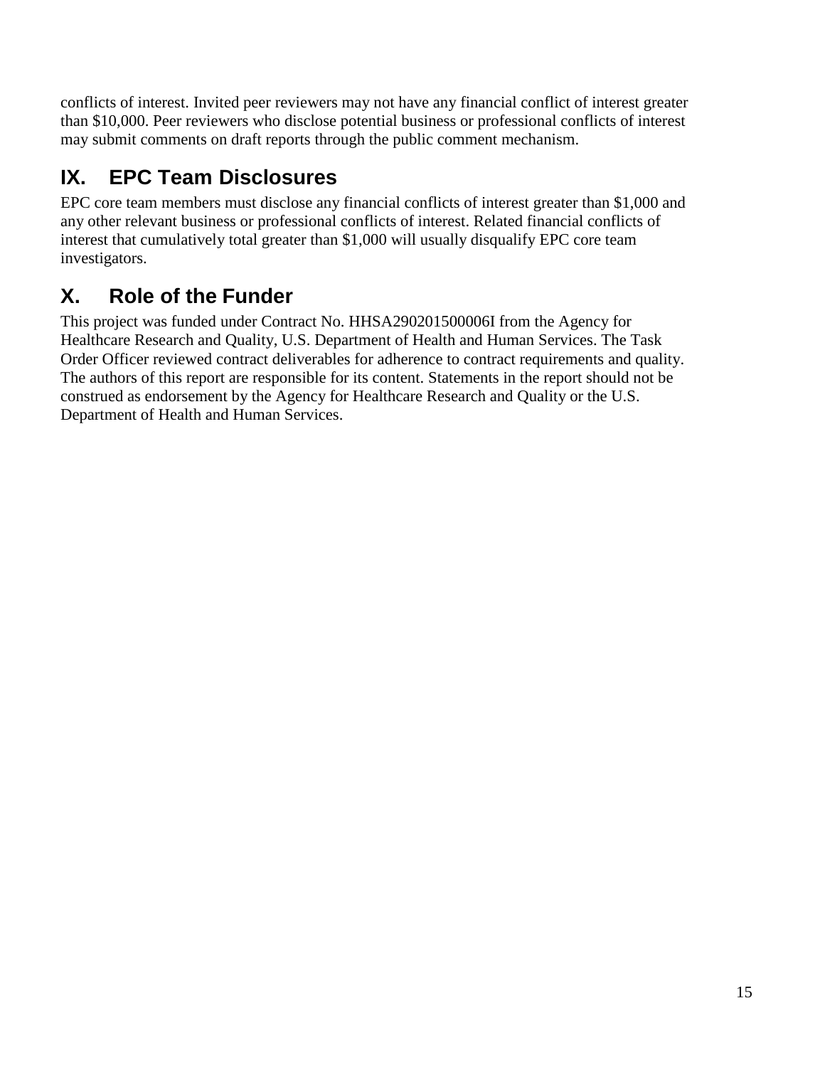conflicts of interest. Invited peer reviewers may not have any financial conflict of interest greater than $10,000. Peer reviewers who disclose potential business or professional conflicts of interest may submit comments on draft reports through the public comment mechanism.

## IX. EPC Team Disclosures

EPC core team members must disclose any financial conflicts of interest greater than $1,000 and any other relevant business or professional conflicts of interest. Related financial conflicts of interest that cumulatively total greater than $1,000 will usually disqualify EPC core team investigators.

## X. Role of the Funder

This project was funded under Contract No. HHSA290201500006I from the Agency for Healthcare Research and Quality, U.S. Department of Health and Human Services. The Task Order Officer reviewed contract deliverables for adherence to contract requirements and quality. The authors of this report are responsible for its content. Statements in the report should not be construed as endorsement by the Agency for Healthcare Research and Quality or the U.S. Department of Health and Human Services.